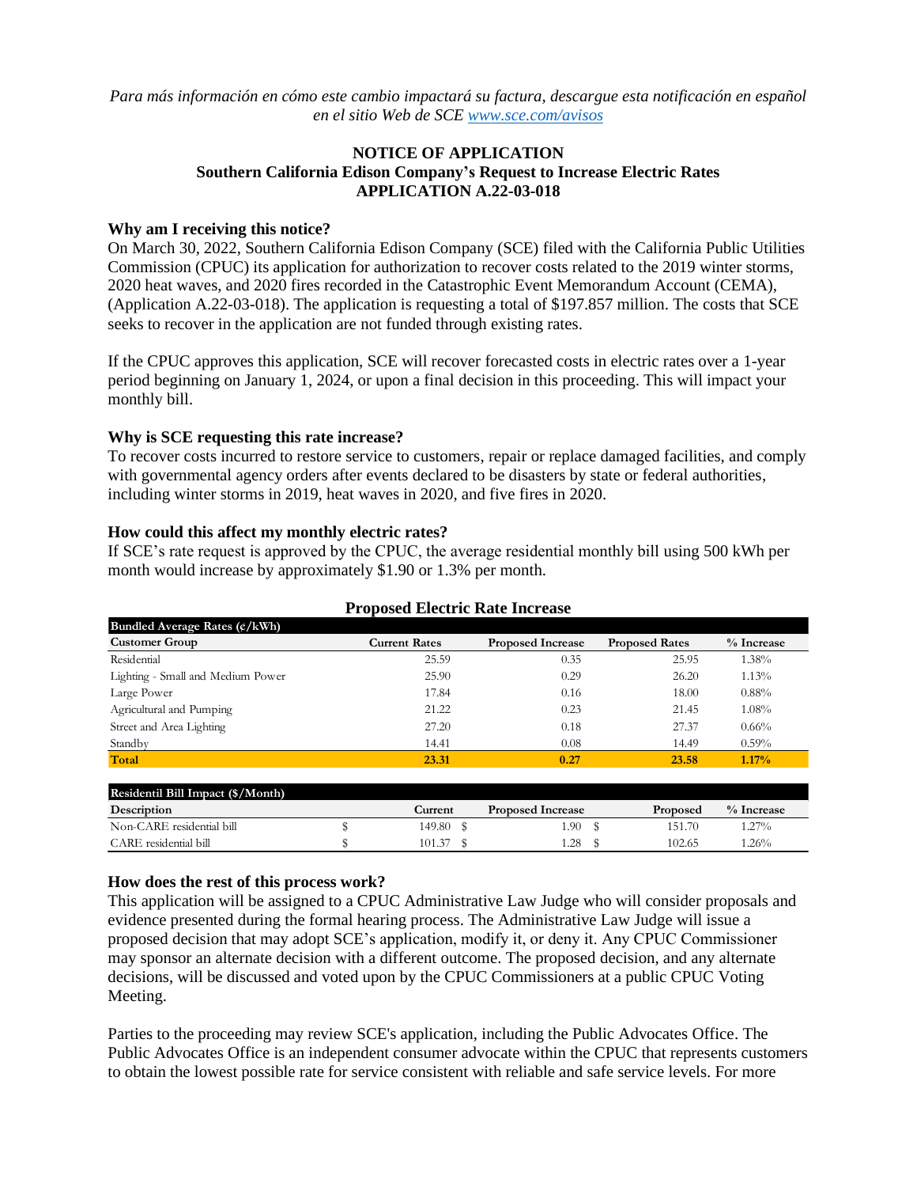*Para más información en cómo este cambio impactará su factura, descargue esta notificación en español en el sitio Web de SCE [www.sce.com/avisos](www.sce.com/avisos)*

**NOTICE OF APPLICATION**
**Southern California Edison Company's Request to Increase Electric Rates**
**APPLICATION A.22-03-018**

### Why am I receiving this notice?

On March 30, 2022, Southern California Edison Company (SCE) filed with the California Public Utilities Commission (CPUC) its application for authorization to recover costs related to the 2019 winter storms, 2020 heat waves, and 2020 fires recorded in the Catastrophic Event Memorandum Account (CEMA), (Application A.22-03-018). The application is requesting a total of $197.857 million. The costs that SCE seeks to recover in the application are not funded through existing rates.

If the CPUC approves this application, SCE will recover forecasted costs in electric rates over a 1-year period beginning on January 1, 2024, or upon a final decision in this proceeding. This will impact your monthly bill.

### Why is SCE requesting this rate increase?

To recover costs incurred to restore service to customers, repair or replace damaged facilities, and comply with governmental agency orders after events declared to be disasters by state or federal authorities, including winter storms in 2019, heat waves in 2020, and five fires in 2020.

### How could this affect my monthly electric rates?

If SCE's rate request is approved by the CPUC, the average residential monthly bill using 500 kWh per month would increase by approximately $1.90 or 1.3% per month.

**Proposed Electric Rate Increase**

| Bundled Average Rates (¢/kWh) | | | | |
|---|---|---|---|---|
| **Customer Group** | **Current Rates** | **Proposed Increase** | **Proposed Rates** | **% Increase** |
| Residential | 25.59 | 0.35 | 25.95 | 1.38% |
| Lighting - Small and Medium Power | 25.90 | 0.29 | 26.20 | 1.13% |
| Large Power | 17.84 | 0.16 | 18.00 | 0.88% |
| Agricultural and Pumping | 21.22 | 0.23 | 21.45 | 1.08% |
| Street and Area Lighting | 27.20 | 0.18 | 27.37 | 0.66% |
| Standby | 14.41 | 0.08 | 14.49 | 0.59% |
| **Total** | **23.31** | **0.27** | **23.58** | **1.17%** |

| Residentil Bill Impact ($/Month) | | | | |
|---|---|---|---|---|
| **Description** | **Current** | **Proposed Increase** | **Proposed** | **% Increase** |
| Non-CARE residential bill | $ 149.80 | $ 1.90 | $ 151.70 | 1.27% |
| CARE residential bill | $ 101.37 | $ 1.28 | $ 102.65 | 1.26% |

### How does the rest of this process work?

This application will be assigned to a CPUC Administrative Law Judge who will consider proposals and evidence presented during the formal hearing process. The Administrative Law Judge will issue a proposed decision that may adopt SCE's application, modify it, or deny it. Any CPUC Commissioner may sponsor an alternate decision with a different outcome. The proposed decision, and any alternate decisions, will be discussed and voted upon by the CPUC Commissioners at a public CPUC Voting Meeting.

Parties to the proceeding may review SCE's application, including the Public Advocates Office. The Public Advocates Office is an independent consumer advocate within the CPUC that represents customers to obtain the lowest possible rate for service consistent with reliable and safe service levels. For more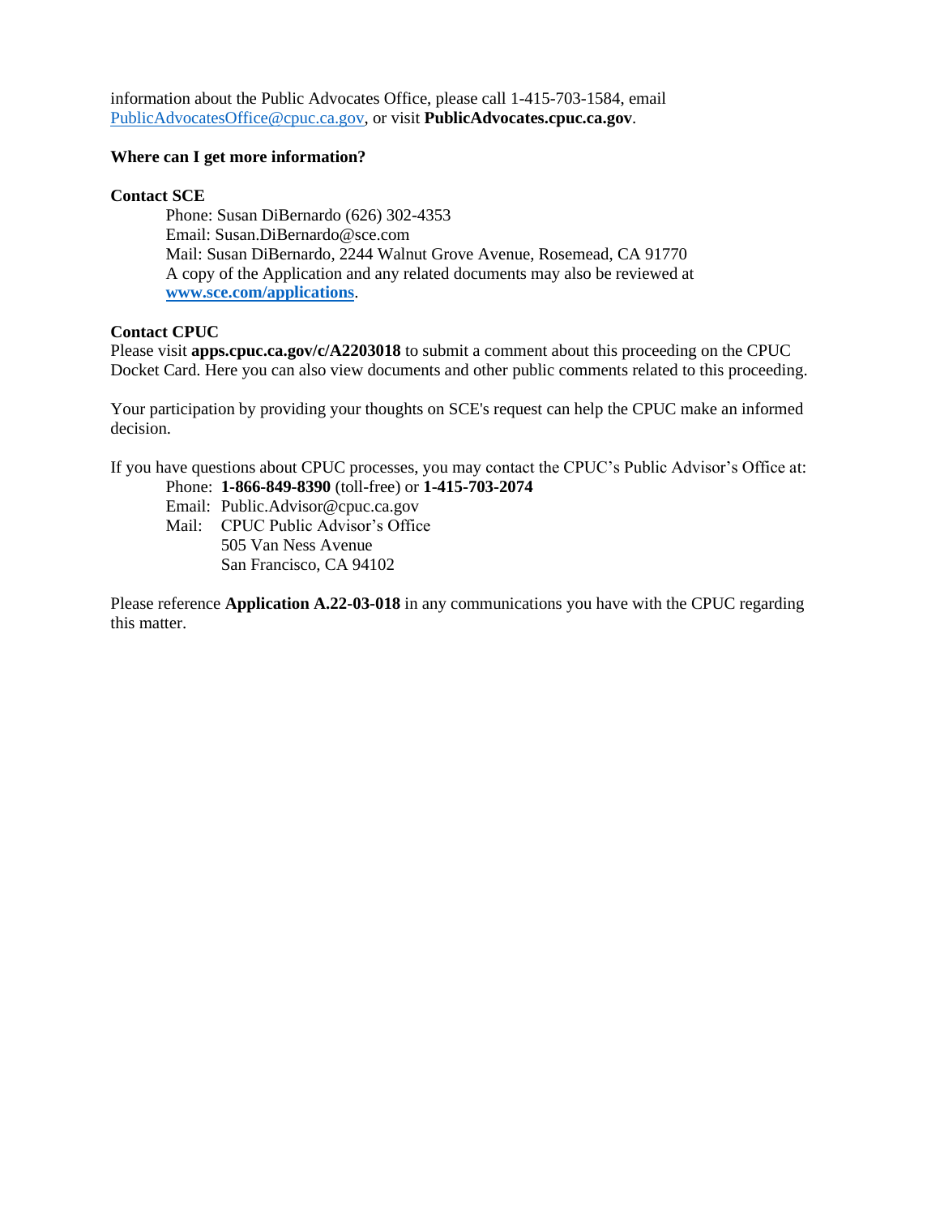information about the Public Advocates Office, please call 1-415-703-1584, email PublicAdvocatesOffice@cpuc.ca.gov, or visit **PublicAdvocates.cpuc.ca.gov**.

**Where can I get more information?**

**Contact SCE**

Phone: Susan DiBernardo (626) 302-4353
Email: Susan.DiBernardo@sce.com
Mail: Susan DiBernardo, 2244 Walnut Grove Avenue, Rosemead, CA 91770
A copy of the Application and any related documents may also be reviewed at **www.sce.com/applications**.

**Contact CPUC**

Please visit **apps.cpuc.ca.gov/c/A2203018** to submit a comment about this proceeding on the CPUC Docket Card. Here you can also view documents and other public comments related to this proceeding.

Your participation by providing your thoughts on SCE's request can help the CPUC make an informed decision.

If you have questions about CPUC processes, you may contact the CPUC's Public Advisor's Office at:

Phone: **1-866-849-8390** (toll-free) or **1-415-703-2074**
Email: Public.Advisor@cpuc.ca.gov
Mail: CPUC Public Advisor's Office
505 Van Ness Avenue
San Francisco, CA 94102

Please reference **Application A.22-03-018** in any communications you have with the CPUC regarding this matter.